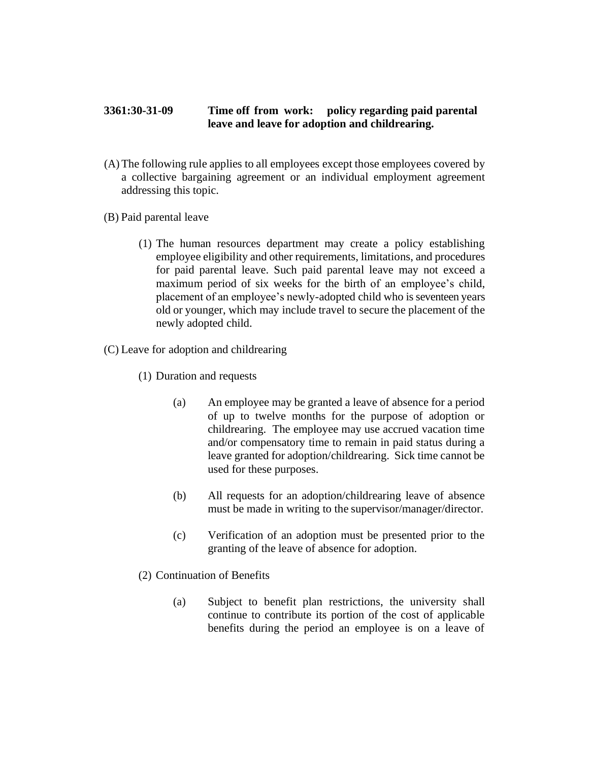**3361:30-31-09 Time off from work: policy regarding paid parental leave and leave for adoption and childrearing.**

(A) The following rule applies to all employees except those employees covered by a collective bargaining agreement or an individual employment agreement addressing this topic.

(B) Paid parental leave

(1) The human resources department may create a policy establishing employee eligibility and other requirements, limitations, and procedures for paid parental leave. Such paid parental leave may not exceed a maximum period of six weeks for the birth of an employee's child, placement of an employee's newly-adopted child who is seventeen years old or younger, which may include travel to secure the placement of the newly adopted child.

(C) Leave for adoption and childrearing

(1) Duration and requests

(a) An employee may be granted a leave of absence for a period of up to twelve months for the purpose of adoption or childrearing. The employee may use accrued vacation time and/or compensatory time to remain in paid status during a leave granted for adoption/childrearing. Sick time cannot be used for these purposes.

(b) All requests for an adoption/childrearing leave of absence must be made in writing to the supervisor/manager/director.

(c) Verification of an adoption must be presented prior to the granting of the leave of absence for adoption.

(2) Continuation of Benefits

(a) Subject to benefit plan restrictions, the university shall continue to contribute its portion of the cost of applicable benefits during the period an employee is on a leave of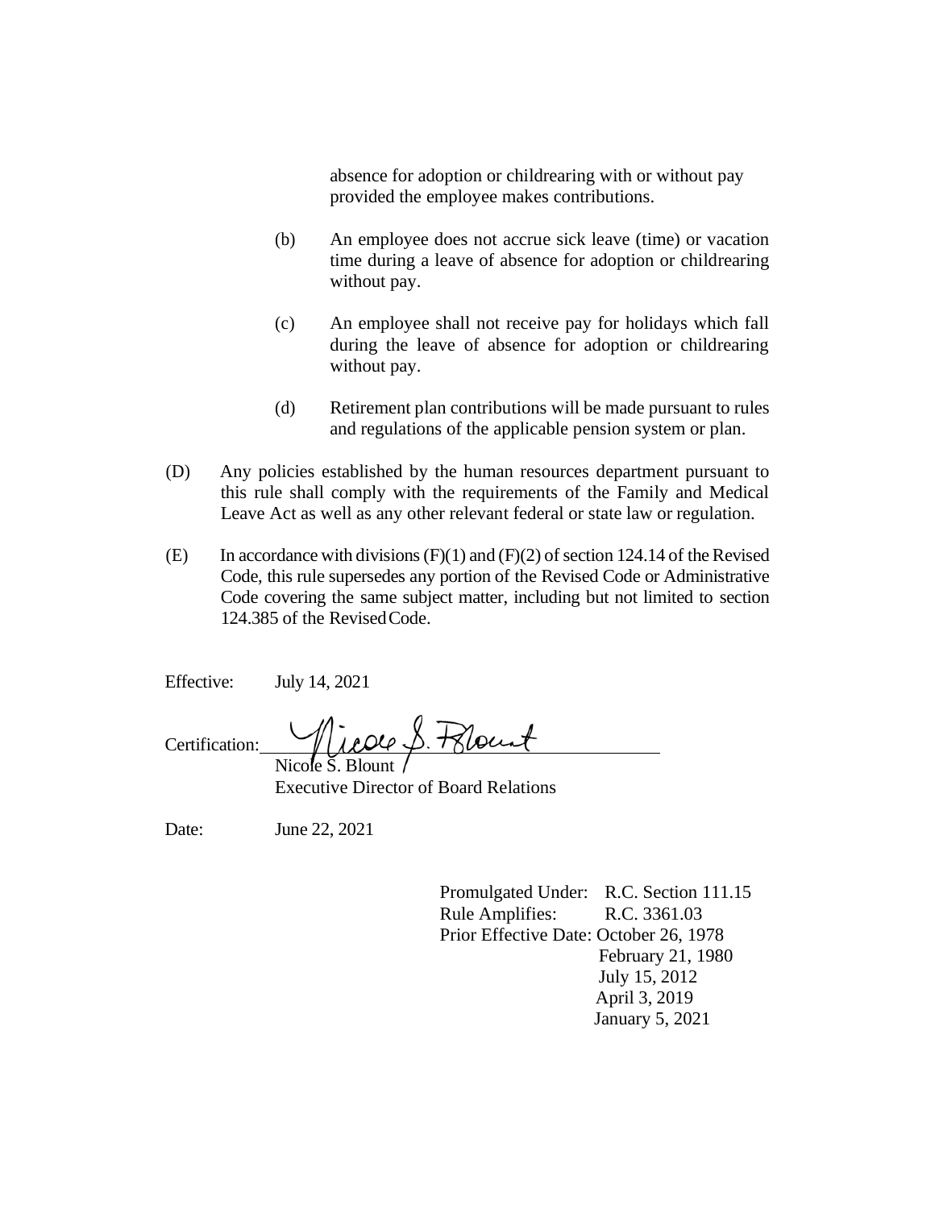absence for adoption or childrearing with or without pay provided the employee makes contributions.

(b) An employee does not accrue sick leave (time) or vacation time during a leave of absence for adoption or childrearing without pay.

(c) An employee shall not receive pay for holidays which fall during the leave of absence for adoption or childrearing without pay.

(d) Retirement plan contributions will be made pursuant to rules and regulations of the applicable pension system or plan.

(D) Any policies established by the human resources department pursuant to this rule shall comply with the requirements of the Family and Medical Leave Act as well as any other relevant federal or state law or regulation.

(E) In accordance with divisions (F)(1) and (F)(2) of section 124.14 of the Revised Code, this rule supersedes any portion of the Revised Code or Administrative Code covering the same subject matter, including but not limited to section 124.385 of the Revised Code.

Effective: July 14, 2021

Certification: Nicole S. Blount
Nicole S. Blount
Executive Director of Board Relations

Date: June 22, 2021

Promulgated Under: R.C. Section 111.15
Rule Amplifies: R.C. 3361.03
Prior Effective Date: October 26, 1978
February 21, 1980
July 15, 2012
April 3, 2019
January 5, 2021